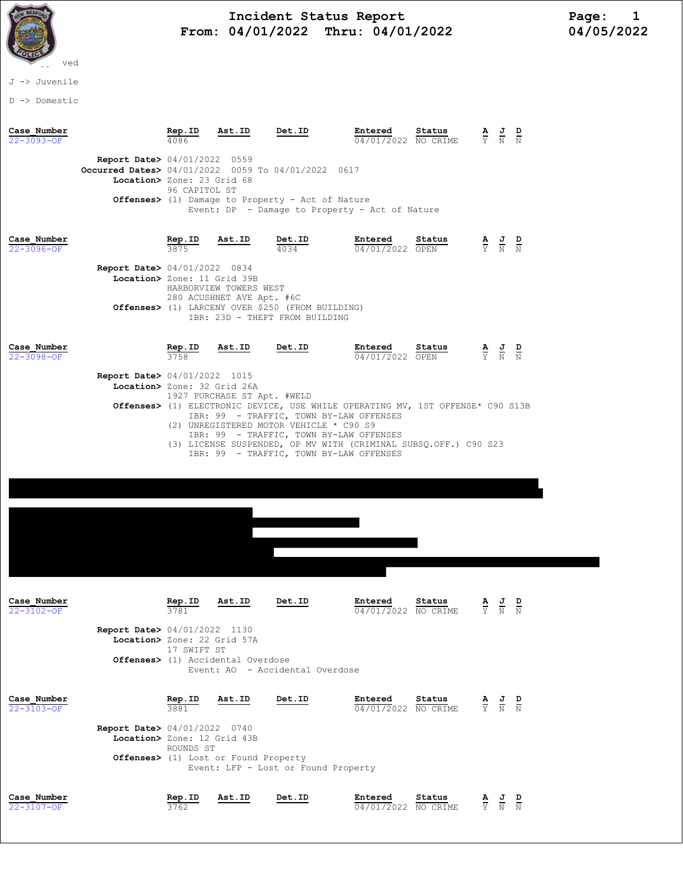# Incident Status Report
**From: 04/01/2022 Thru: 04/01/2022**

04/05/2022

ved

J -> Juvenile

D -> Domestic

| Case_Number | Rep.ID | Ast.ID | Det.ID | Entered | Status | A | J | D |
|---|---|---|---|---|---|---|---|---|
| 22-3093-OF | 4086 | | | 04/01/2022 | NO CRIME | Y | N | N |

**Report Date>** 04/01/2022 0559
**Occurred Dates>** 04/01/2022 0059 To 04/01/2022 0617
**Location>** Zone: 23 Grid 68
96 CAPITOL ST
**Offenses>** (1) Damage to Property - Act of Nature
Event: DP - Damage to Property - Act of Nature

| Case_Number | Rep.ID | Ast.ID | Det.ID | Entered | Status | A | J | D |
|---|---|---|---|---|---|---|---|---|
| 22-3096-OF | 3875 | | 4034 | 04/01/2022 | OPEN | Y | N | N |

**Report Date>** 04/01/2022 0834
**Location>** Zone: 11 Grid 39B
HARBORVIEW TOWERS WEST
280 ACUSHNET AVE Apt. #6C
**Offenses>** (1) LARCENY OVER $250 (FROM BUILDING)
IBR: 23D - THEFT FROM BUILDING

| Case_Number | Rep.ID | Ast.ID | Det.ID | Entered | Status | A | J | D |
|---|---|---|---|---|---|---|---|---|
| 22-3098-OF | 3758 | | | 04/01/2022 | OPEN | Y | N | N |

**Report Date>** 04/01/2022 1015
**Location>** Zone: 32 Grid 26A
1927 PURCHASE ST Apt. #WELD
**Offenses>** (1) ELECTRONIC DEVICE, USE WHILE OPERATING MV, 1ST OFFENSE* C90 S13B
IBR: 99 - TRAFFIC, TOWN BY-LAW OFFENSES
(2) UNREGISTERED MOTOR VEHICLE * C90 S9
IBR: 99 - TRAFFIC, TOWN BY-LAW OFFENSES
(3) LICENSE SUSPENDED, OP MV WITH (CRIMINAL SUBSQ.OFF.) C90 S23
IBR: 99 - TRAFFIC, TOWN BY-LAW OFFENSES

| Case_Number | Rep.ID | Ast.ID | Det.ID | Entered | Status | A | J | D |
|---|---|---|---|---|---|---|---|---|
| 22-3102-OF | 3781 | | | 04/01/2022 | NO CRIME | Y | N | N |

**Report Date>** 04/01/2022 1130
**Location>** Zone: 22 Grid 57A
17 SWIFT ST
**Offenses>** (1) Accidental Overdose
Event: AO - Accidental Overdose

| Case_Number | Rep.ID | Ast.ID | Det.ID | Entered | Status | A | J | D |
|---|---|---|---|---|---|---|---|---|
| 22-3103-OF | 3881 | | | 04/01/2022 | NO CRIME | Y | N | N |

**Report Date>** 04/01/2022 0740
**Location>** Zone: 12 Grid 43B
ROUNDS ST
**Offenses>** (1) Lost or Found Property
Event: LFP - Lost or Found Property

| Case_Number | Rep.ID | Ast.ID | Det.ID | Entered | Status | A | J | D |
|---|---|---|---|---|---|---|---|---|
| 22-3107-OF | 3762 | | | 04/01/2022 | NO CRIME | Y | N | N |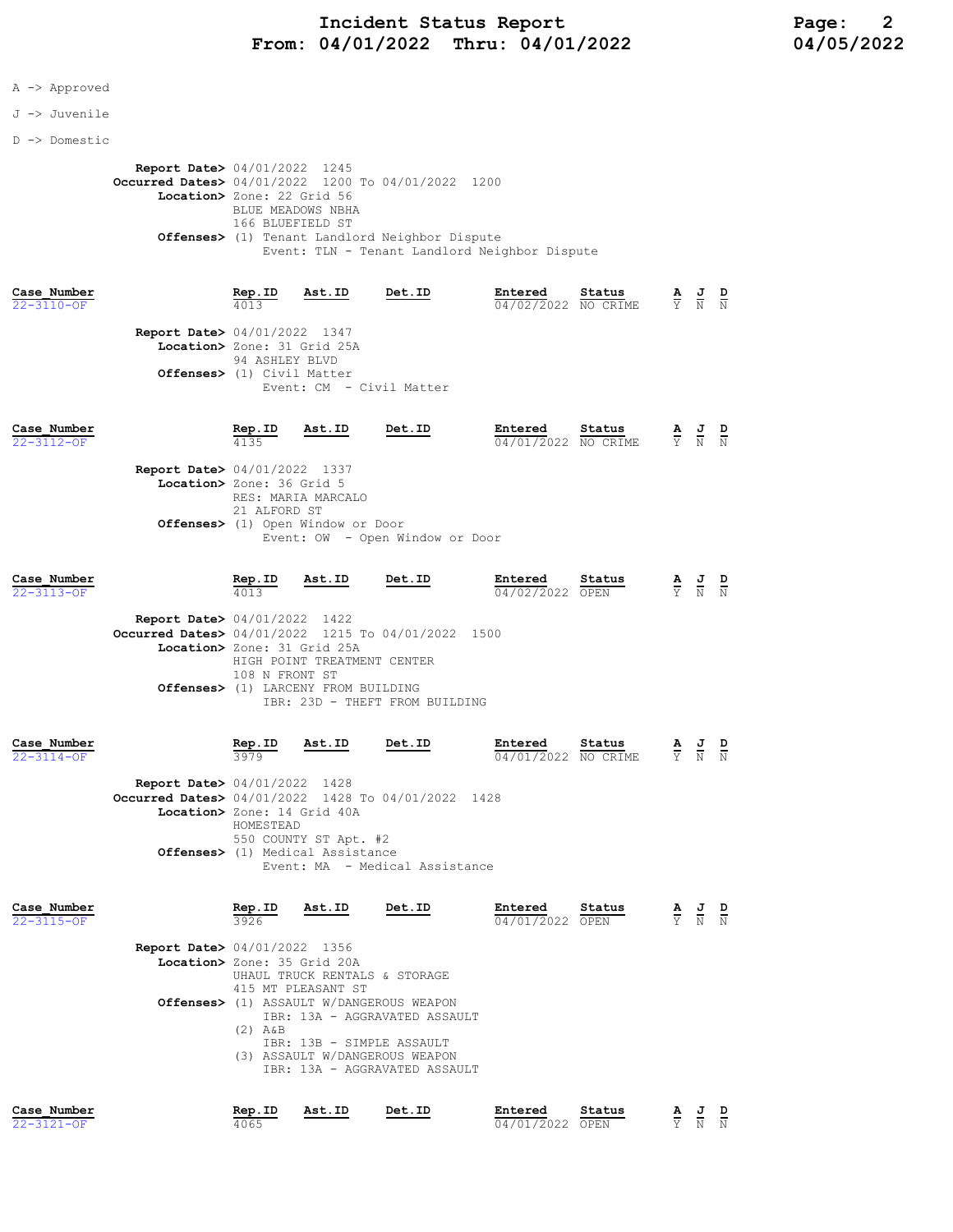# Incident Status Report
## From: 04/01/2022 Thru: 04/01/2022

A -> Approved

J -> Juvenile

D -> Domestic

**Report Date>** 04/01/2022 1245
**Occurred Dates>** 04/01/2022 1200 To 04/01/2022 1200
**Location>** Zone: 22 Grid 56
BLUE MEADOWS NBHA
166 BLUEFIELD ST
**Offenses>** (1) Tenant Landlord Neighbor Dispute
Event: TLN - Tenant Landlord Neighbor Dispute

| Case_Number | Rep.ID | Ast.ID | Det.ID | Entered | Status | A | J | D |
|---|---|---|---|---|---|---|---|---|
| 22-3110-OF | 4013 | | | 04/02/2022 | NO CRIME | Y | N | N |

**Report Date>** 04/01/2022 1347
**Location>** Zone: 31 Grid 25A
94 ASHLEY BLVD
**Offenses>** (1) Civil Matter
Event: CM - Civil Matter

| Case_Number | Rep.ID | Ast.ID | Det.ID | Entered | Status | A | J | D |
|---|---|---|---|---|---|---|---|---|
| 22-3112-OF | 4135 | | | 04/01/2022 | NO CRIME | Y | N | N |

**Report Date>** 04/01/2022 1337
**Location>** Zone: 36 Grid 5
RES: MARIA MARCALO
21 ALFORD ST
**Offenses>** (1) Open Window or Door
Event: OW - Open Window or Door

| Case_Number | Rep.ID | Ast.ID | Det.ID | Entered | Status | A | J | D |
|---|---|---|---|---|---|---|---|---|
| 22-3113-OF | 4013 | | | 04/02/2022 | OPEN | Y | N | N |

**Report Date>** 04/01/2022 1422
**Occurred Dates>** 04/01/2022 1215 To 04/01/2022 1500
**Location>** Zone: 31 Grid 25A
HIGH POINT TREATMENT CENTER
108 N FRONT ST
**Offenses>** (1) LARCENY FROM BUILDING
IBR: 23D - THEFT FROM BUILDING

| Case_Number | Rep.ID | Ast.ID | Det.ID | Entered | Status | A | J | D |
|---|---|---|---|---|---|---|---|---|
| 22-3114-OF | 3979 | | | 04/01/2022 | NO CRIME | Y | N | N |

**Report Date>** 04/01/2022 1428
**Occurred Dates>** 04/01/2022 1428 To 04/01/2022 1428
**Location>** Zone: 14 Grid 40A
HOMESTEAD
550 COUNTY ST Apt. #2
**Offenses>** (1) Medical Assistance
Event: MA - Medical Assistance

| Case_Number | Rep.ID | Ast.ID | Det.ID | Entered | Status | A | J | D |
|---|---|---|---|---|---|---|---|---|
| 22-3115-OF | 3926 | | | 04/01/2022 | OPEN | Y | N | N |

**Report Date>** 04/01/2022 1356
**Location>** Zone: 35 Grid 20A
UHAUL TRUCK RENTALS & STORAGE
415 MT PLEASANT ST
**Offenses>** (1) ASSAULT W/DANGEROUS WEAPON
IBR: 13A - AGGRAVATED ASSAULT
(2) A&B
IBR: 13B - SIMPLE ASSAULT
(3) ASSAULT W/DANGEROUS WEAPON
IBR: 13A - AGGRAVATED ASSAULT

| Case_Number | Rep.ID | Ast.ID | Det.ID | Entered | Status | A | J | D |
|---|---|---|---|---|---|---|---|---|
| 22-3121-OF | 4065 | | | 04/01/2022 | OPEN | Y | N | N |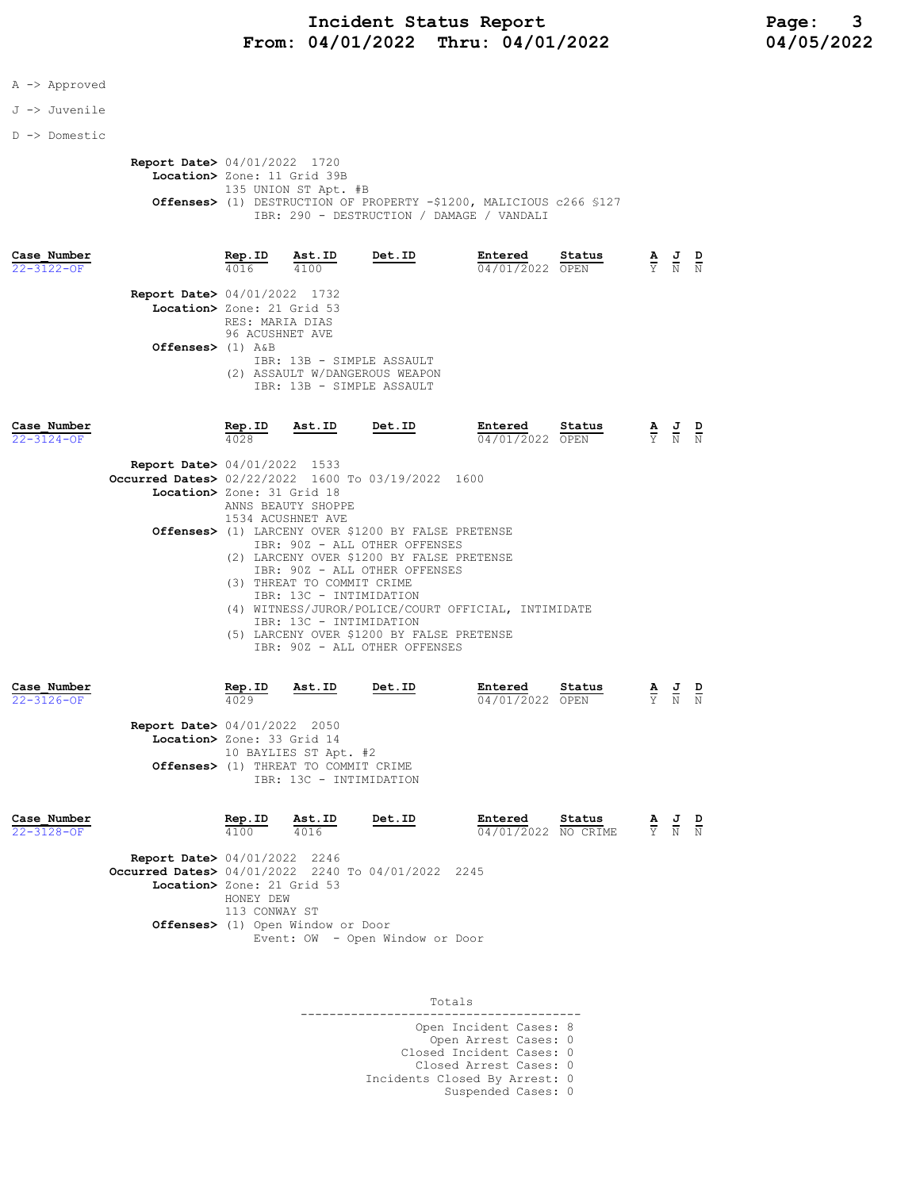A -> Approved

J -> Juvenile

D -> Domestic

**Report Date>** 04/01/2022 1720
**Location>** Zone: 11 Grid 39B
135 UNION ST Apt. #B
**Offenses>** (1) DESTRUCTION OF PROPERTY -$1200, MALICIOUS c266 §127
IBR: 290 - DESTRUCTION / DAMAGE / VANDALI

| Case_Number | Rep.ID | Ast.ID | Det.ID | Entered | Status | A | J | D |
|---|---|---|---|---|---|---|---|---|
| 22-3122-OF | 4016 | 4100 | | 04/01/2022 | OPEN | Y | N | N |

**Report Date>** 04/01/2022 1732
**Location>** Zone: 21 Grid 53
RES: MARIA DIAS
96 ACUSHNET AVE
**Offenses>** (1) A&B
IBR: 13B - SIMPLE ASSAULT
(2) ASSAULT W/DANGEROUS WEAPON
IBR: 13B - SIMPLE ASSAULT

| Case_Number | Rep.ID | Ast.ID | Det.ID | Entered | Status | A | J | D |
|---|---|---|---|---|---|---|---|---|
| 22-3124-OF | 4028 | | | 04/01/2022 | OPEN | Y | N | N |

**Report Date>** 04/01/2022 1533
**Occurred Dates>** 02/22/2022 1600 To 03/19/2022 1600
**Location>** Zone: 31 Grid 18
ANNS BEAUTY SHOPPE
1534 ACUSHNET AVE
**Offenses>** (1) LARCENY OVER $1200 BY FALSE PRETENSE
IBR: 90Z - ALL OTHER OFFENSES
(2) LARCENY OVER $1200 BY FALSE PRETENSE
IBR: 90Z - ALL OTHER OFFENSES
(3) THREAT TO COMMIT CRIME
IBR: 13C - INTIMIDATION
(4) WITNESS/JUROR/POLICE/COURT OFFICIAL, INTIMIDATE
IBR: 13C - INTIMIDATION
(5) LARCENY OVER $1200 BY FALSE PRETENSE
IBR: 90Z - ALL OTHER OFFENSES

| Case_Number | Rep.ID | Ast.ID | Det.ID | Entered | Status | A | J | D |
|---|---|---|---|---|---|---|---|---|
| 22-3126-OF | 4029 | | | 04/01/2022 | OPEN | Y | N | N |

**Report Date>** 04/01/2022 2050
**Location>** Zone: 33 Grid 14
10 BAYLIES ST Apt. #2
**Offenses>** (1) THREAT TO COMMIT CRIME
IBR: 13C - INTIMIDATION

| Case_Number | Rep.ID | Ast.ID | Det.ID | Entered | Status | A | J | D |
|---|---|---|---|---|---|---|---|---|
| 22-3128-OF | 4100 | 4016 | | 04/01/2022 | NO CRIME | Y | N | N |

**Report Date>** 04/01/2022 2246
**Occurred Dates>** 04/01/2022 2240 To 04/01/2022 2245
**Location>** Zone: 21 Grid 53
HONEY DEW
113 CONWAY ST
**Offenses>** (1) Open Window or Door
Event: OW - Open Window or Door

**Totals**

Open Incident Cases: 8
Open Arrest Cases: 0
Closed Incident Cases: 0
Closed Arrest Cases: 0
Incidents Closed By Arrest: 0
Suspended Cases: 0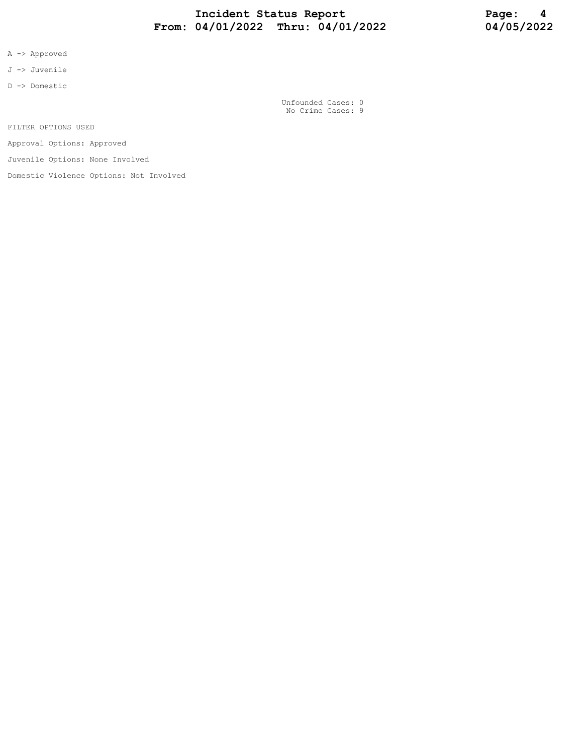A -> Approved

J -> Juvenile

D -> Domestic

Unfounded Cases: 0
No Crime Cases: 9

FILTER OPTIONS USED

Approval Options: Approved

Juvenile Options: None Involved

Domestic Violence Options: Not Involved